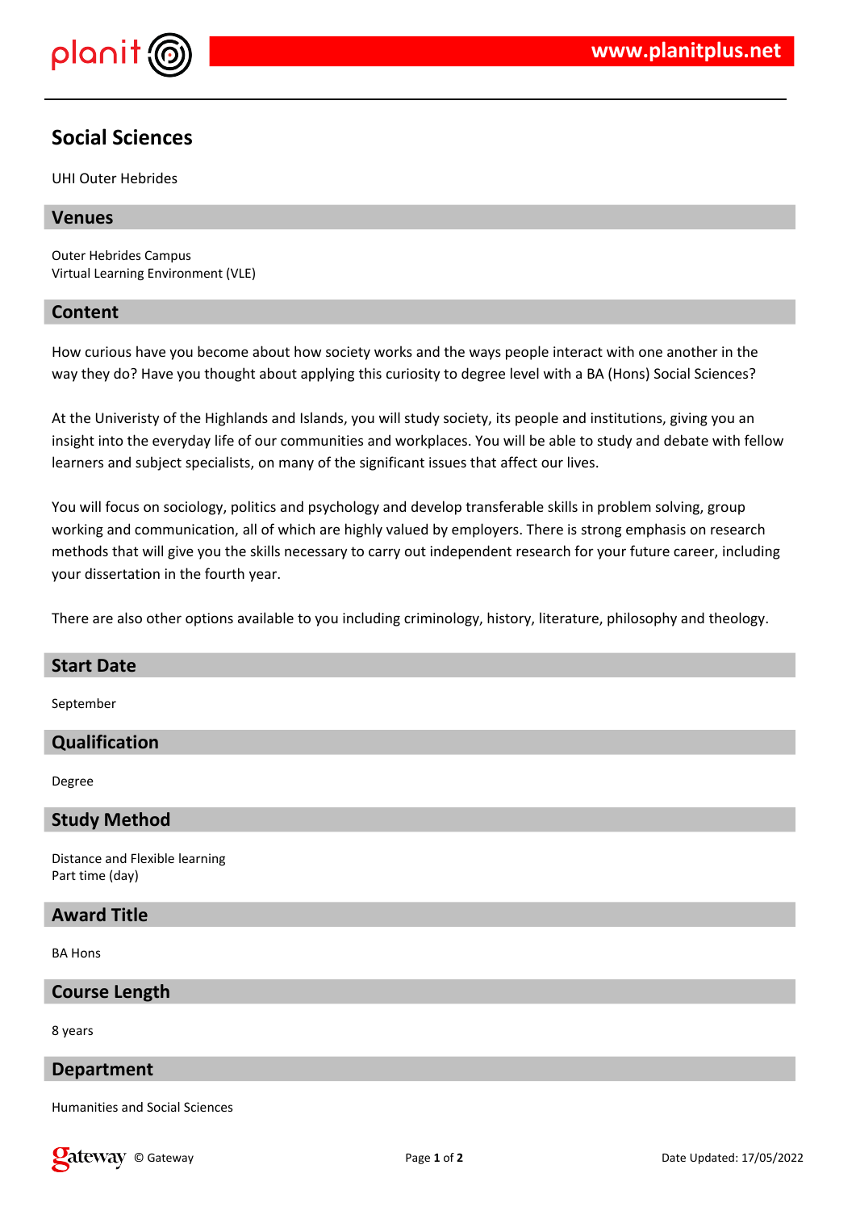# Social Sciences

UHI Outer Hebrides

## Venues

Outer Hebrides Campus
Virtual Learning Environment (VLE)

## Content

How curious have you become about how society works and the ways people interact with one another in the way they do? Have you thought about applying this curiosity to degree level with a BA (Hons) Social Sciences?

At the Univeristy of the Highlands and Islands, you will study society, its people and institutions, giving you an insight into the everyday life of our communities and workplaces. You will be able to study and debate with fellow learners and subject specialists, on many of the significant issues that affect our lives.

You will focus on sociology, politics and psychology and develop transferable skills in problem solving, group working and communication, all of which are highly valued by employers. There is strong emphasis on research methods that will give you the skills necessary to carry out independent research for your future career, including your dissertation in the fourth year.

There are also other options available to you including criminology, history, literature, philosophy and theology.

## Start Date

September

## Qualification

Degree

## Study Method

Distance and Flexible learning
Part time (day)

## Award Title

BA Hons

## Course Length

8 years

## Department

Humanities and Social Sciences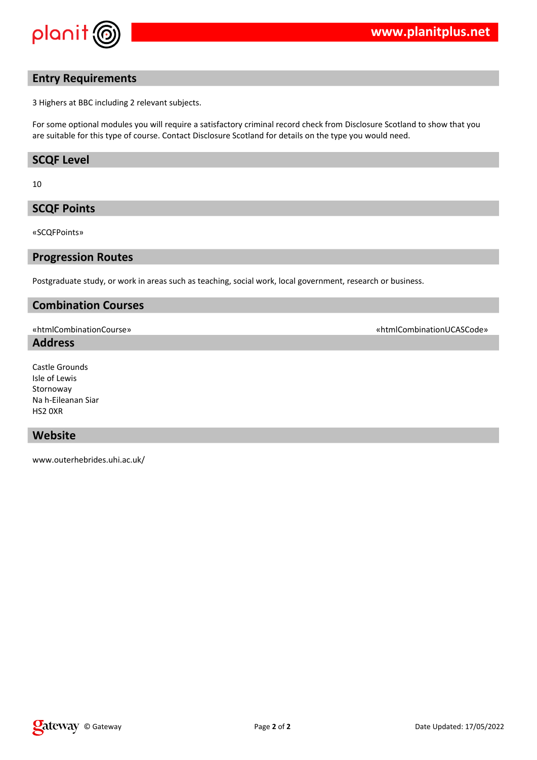## Entry Requirements

3 Highers at BBC including 2 relevant subjects.

For some optional modules you will require a satisfactory criminal record check from Disclosure Scotland to show that you are suitable for this type of course. Contact Disclosure Scotland for details on the type you would need.

## SCQF Level

10

## SCQF Points

«SCQFPoints»

## Progression Routes

Postgraduate study, or work in areas such as teaching, social work, local government, research or business.

## Combination Courses

«htmlCombinationCourse» «htmlCombinationUCASCode»

## Address

Castle Grounds
Isle of Lewis
Stornoway
Na h-Eileanan Siar
HS2 0XR

## Website

www.outerhebrides.uhi.ac.uk/

© Gateway

Date Updated: 17/05/2022